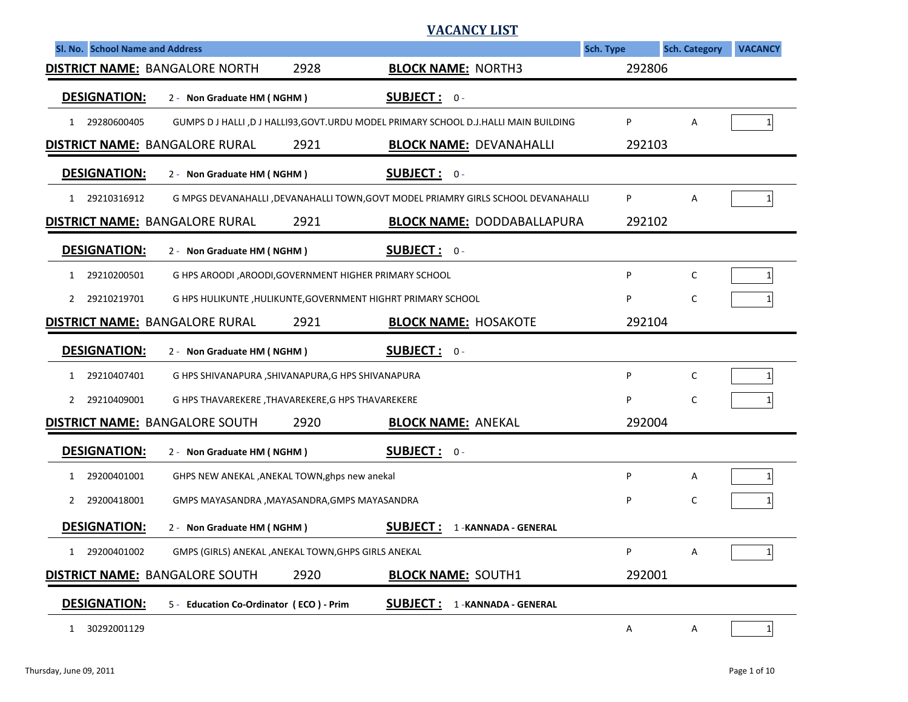# VACANCY LIST

| Sl. No. | School Name and Address | Sch. Type | Sch. Category | VACANCY |
|---|---|---|---|---|

**DISTRICT NAME:** BANGALORE NORTH 2928 **BLOCK NAME:** NORTH3 292806

**DESIGNATION:** 2 - **Non Graduate HM ( NGHM )** **SUBJECT :** 0 -

| Sl. No. | School Name and Address | Sch. Type | Sch. Category | VACANCY |
|---|---|---|---|---|
| 1 | 29280600405 GUMPS D J HALLI ,D J HALLI93,GOVT.URDU MODEL PRIMARY SCHOOL D.J.HALLI MAIN BUILDING | P | A | 1 |

**DISTRICT NAME:** BANGALORE RURAL 2921 **BLOCK NAME:** DEVANAHALLI 292103

**DESIGNATION:** 2 - **Non Graduate HM ( NGHM )** **SUBJECT :** 0 -

| Sl. No. | School Name and Address | Sch. Type | Sch. Category | VACANCY |
|---|---|---|---|---|
| 1 | 29210316912 G MPGS DEVANAHALLI ,DEVANAHALLI TOWN,GOVT MODEL PRIAMRY GIRLS SCHOOL DEVANAHALLI | P | A | 1 |

**DISTRICT NAME:** BANGALORE RURAL 2921 **BLOCK NAME:** DODDABALLAPURA 292102

**DESIGNATION:** 2 - **Non Graduate HM ( NGHM )** **SUBJECT :** 0 -

| Sl. No. | School Name and Address | Sch. Type | Sch. Category | VACANCY |
|---|---|---|---|---|
| 1 | 29210200501 G HPS AROODI ,AROODI,GOVERNMENT HIGHER PRIMARY SCHOOL | P | C | 1 |
| 2 | 29210219701 G HPS HULIKUNTE ,HULIKUNTE,GOVERNMENT HIGHRT PRIMARY SCHOOL | P | C | 1 |

**DISTRICT NAME:** BANGALORE RURAL 2921 **BLOCK NAME:** HOSAKOTE 292104

**DESIGNATION:** 2 - **Non Graduate HM ( NGHM )** **SUBJECT :** 0 -

| Sl. No. | School Name and Address | Sch. Type | Sch. Category | VACANCY |
|---|---|---|---|---|
| 1 | 29210407401 G HPS SHIVANAPURA ,SHIVANAPURA,G HPS SHIVANAPURA | P | C | 1 |
| 2 | 29210409001 G HPS THAVAREKERE ,THAVAREKERE,G HPS THAVAREKERE | P | C | 1 |

**DISTRICT NAME:** BANGALORE SOUTH 2920 **BLOCK NAME:** ANEKAL 292004

**DESIGNATION:** 2 - **Non Graduate HM ( NGHM )** **SUBJECT :** 0 -

| Sl. No. | School Name and Address | Sch. Type | Sch. Category | VACANCY |
|---|---|---|---|---|
| 1 | 29200401001 GHPS NEW ANEKAL ,ANEKAL TOWN,ghps new anekal | P | A | 1 |
| 2 | 29200418001 GMPS MAYASANDRA ,MAYASANDRA,GMPS MAYASANDRA | P | C | 1 |

**DESIGNATION:** 2 - **Non Graduate HM ( NGHM )** **SUBJECT :** 1 -**KANNADA - GENERAL**

| Sl. No. | School Name and Address | Sch. Type | Sch. Category | VACANCY |
|---|---|---|---|---|
| 1 | 29200401002 GMPS (GIRLS) ANEKAL ,ANEKAL TOWN,GHPS GIRLS ANEKAL | P | A | 1 |

**DISTRICT NAME:** BANGALORE SOUTH 2920 **BLOCK NAME:** SOUTH1 292001

**DESIGNATION:** 5 - **Education Co-Ordinator ( ECO ) - Prim** **SUBJECT :** 1 -**KANNADA - GENERAL**

| Sl. No. | School Name and Address | Sch. Type | Sch. Category | VACANCY |
|---|---|---|---|---|
| 1 | 30292001129 | A | A | 1 |

Thursday, June 09, 2011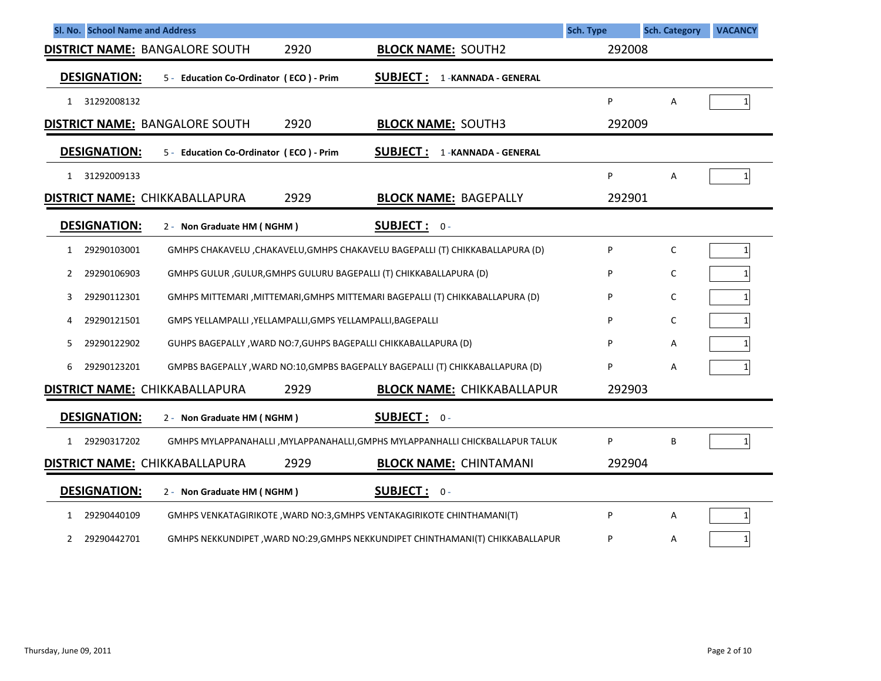| Sl. No. | School Name and Address | | Sch. Type | Sch. Category | VACANCY |
|---|---|---|---|---|---|

**DISTRICT NAME:** BANGALORE SOUTH 2920 **BLOCK NAME:** SOUTH2 292008

**DESIGNATION:** 5 - Education Co-Ordinator ( ECO ) - Prim **SUBJECT :** 1 -KANNADA - GENERAL

| Sl. No. | Code | School Name and Address | Sch. Type | Sch. Category | VACANCY |
|---|---|---|---|---|---|
| 1 | 31292008132 | | P | A | 1 |

**DISTRICT NAME:** BANGALORE SOUTH 2920 **BLOCK NAME:** SOUTH3 292009

**DESIGNATION:** 5 - Education Co-Ordinator ( ECO ) - Prim **SUBJECT :** 1 -KANNADA - GENERAL

| Sl. No. | Code | School Name and Address | Sch. Type | Sch. Category | VACANCY |
|---|---|---|---|---|---|
| 1 | 31292009133 | | P | A | 1 |

**DISTRICT NAME:** CHIKKABALLAPURA 2929 **BLOCK NAME:** BAGEPALLY 292901

**DESIGNATION:** 2 - Non Graduate HM ( NGHM ) **SUBJECT :** 0 -

| Sl. No. | Code | School Name and Address | Sch. Type | Sch. Category | VACANCY |
|---|---|---|---|---|---|
| 1 | 29290103001 | GMHPS CHAKAVELU ,CHAKAVELU,GMHPS CHAKAVELU BAGEPALLI (T) CHIKKABALLAPURA (D) | P | C | 1 |
| 2 | 29290106903 | GMHPS GULUR ,GULUR,GMHPS GULURU BAGEPALLI (T) CHIKKABALLAPURA (D) | P | C | 1 |
| 3 | 29290112301 | GMHPS MITTEMARI ,MITTEMARI,GMHPS MITTEMARI BAGEPALLI (T) CHIKKABALLAPURA (D) | P | C | 1 |
| 4 | 29290121501 | GMPS YELLAMPALLI ,YELLAMPALLI,GMPS YELLAMPALLI,BAGEPALLI | P | C | 1 |
| 5 | 29290122902 | GUHPS BAGEPALLY ,WARD NO:7,GUHPS BAGEPALLI CHIKKABALLAPURA (D) | P | A | 1 |
| 6 | 29290123201 | GMPBS BAGEPALLY ,WARD NO:10,GMPBS BAGEPALLY BAGEPALLI (T) CHIKKABALLAPURA (D) | P | A | 1 |

**DISTRICT NAME:** CHIKKABALLAPURA 2929 **BLOCK NAME:** CHIKKABALLAPUR 292903

**DESIGNATION:** 2 - Non Graduate HM ( NGHM ) **SUBJECT :** 0 -

| Sl. No. | Code | School Name and Address | Sch. Type | Sch. Category | VACANCY |
|---|---|---|---|---|---|
| 1 | 29290317202 | GMHPS MYLAPPANAHALLI ,MYLAPPANAHALLI,GMPHS MYLAPPANHALLI CHICKBALLAPUR TALUK | P | B | 1 |

**DISTRICT NAME:** CHIKKABALLAPURA 2929 **BLOCK NAME:** CHINTAMANI 292904

**DESIGNATION:** 2 - Non Graduate HM ( NGHM ) **SUBJECT :** 0 -

| Sl. No. | Code | School Name and Address | Sch. Type | Sch. Category | VACANCY |
|---|---|---|---|---|---|
| 1 | 29290440109 | GMHPS VENKATAGIRIKOTE ,WARD NO:3,GMHPS VENTAKAGIRIKOTE CHINTHAMANI(T) | P | A | 1 |
| 2 | 29290442701 | GMHPS NEKKUNDIPET ,WARD NO:29,GMHPS NEKKUNDIPET CHINTHAMANI(T) CHIKKABALLAPUR | P | A | 1 |

Thursday, June 09, 2011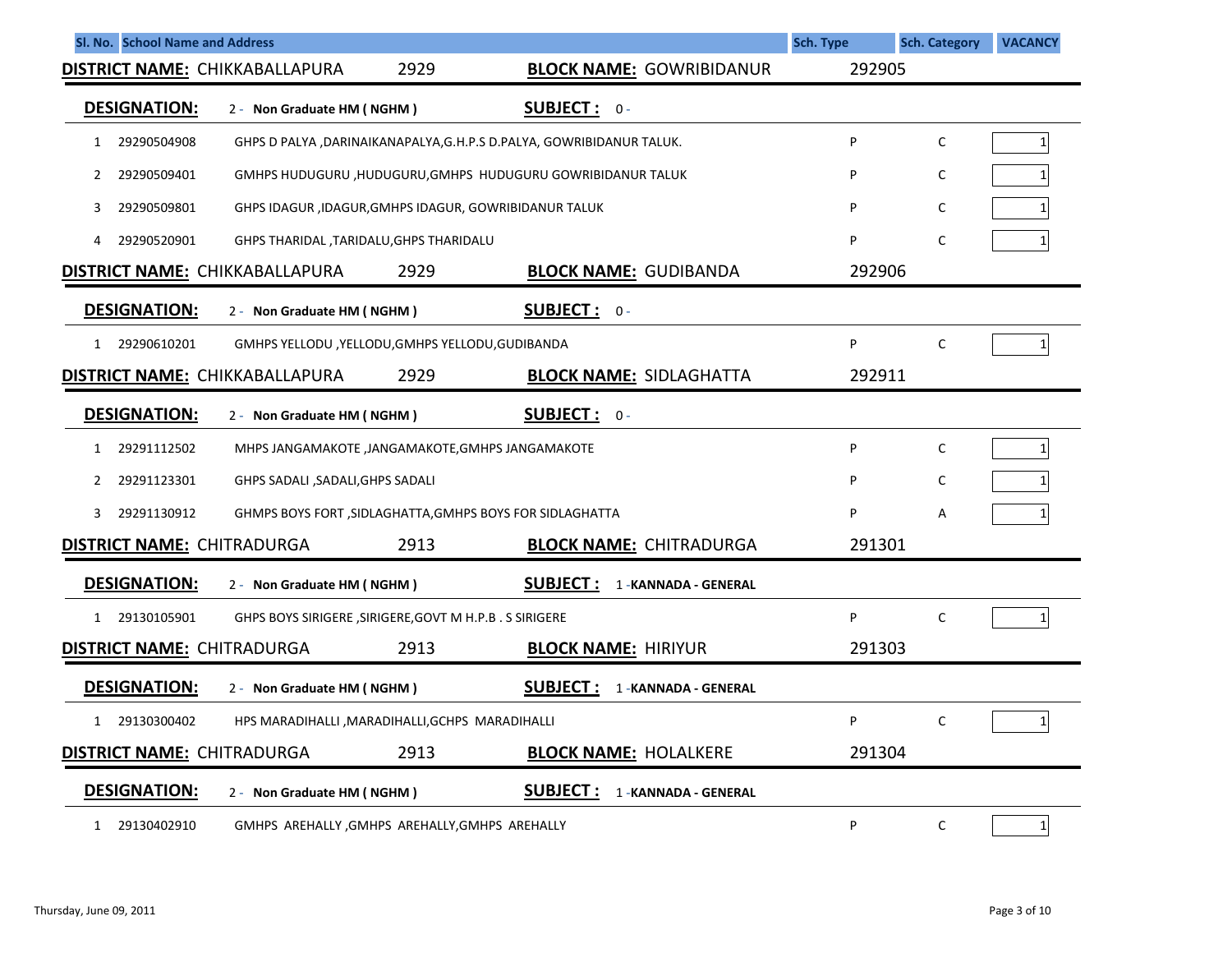| Sl. No. | School Name and Address | Sch. Type | Sch. Category | VACANCY |
|---|---|---|---|---|

**DISTRICT NAME:** CHIKKABALLAPURA 2929 **BLOCK NAME:** GOWRIBIDANUR 292905

**DESIGNATION:** 2 - Non Graduate HM ( NGHM ) **SUBJECT :** 0 -

| Sl. No. | Code | School Name and Address | Sch. Type | Sch. Category | VACANCY |
|---|---|---|---|---|---|
| 1 | 29290504908 | GHPS D PALYA ,DARINAIKANAPALYA,G.H.P.S D.PALYA, GOWRIBIDANUR TALUK. | P | C | 1 |
| 2 | 29290509401 | GMHPS HUDUGURU ,HUDUGURU,GMHPS HUDUGURU GOWRIBIDANUR TALUK | P | C | 1 |
| 3 | 29290509801 | GHPS IDAGUR ,IDAGUR,GMHPS IDAGUR, GOWRIBIDANUR TALUK | P | C | 1 |
| 4 | 29290520901 | GHPS THARIDAL ,TARIDALU,GHPS THARIDALU | P | C | 1 |

**DISTRICT NAME:** CHIKKABALLAPURA 2929 **BLOCK NAME:** GUDIBANDA 292906

**DESIGNATION:** 2 - Non Graduate HM ( NGHM ) **SUBJECT :** 0 -

| Sl. No. | Code | School Name and Address | Sch. Type | Sch. Category | VACANCY |
|---|---|---|---|---|---|
| 1 | 29290610201 | GMHPS YELLODU ,YELLODU,GMHPS YELLODU,GUDIBANDA | P | C | 1 |

**DISTRICT NAME:** CHIKKABALLAPURA 2929 **BLOCK NAME:** SIDLAGHATTA 292911

**DESIGNATION:** 2 - Non Graduate HM ( NGHM ) **SUBJECT :** 0 -

| Sl. No. | Code | School Name and Address | Sch. Type | Sch. Category | VACANCY |
|---|---|---|---|---|---|
| 1 | 29291112502 | MHPS JANGAMAKOTE ,JANGAMAKOTE,GMHPS JANGAMAKOTE | P | C | 1 |
| 2 | 29291123301 | GHPS SADALI ,SADALI,GHPS SADALI | P | C | 1 |
| 3 | 29291130912 | GHMPS BOYS FORT ,SIDLAGHATTA,GMHPS BOYS FOR SIDLAGHATTA | P | A | 1 |

**DISTRICT NAME:** CHITRADURGA 2913 **BLOCK NAME:** CHITRADURGA 291301

**DESIGNATION:** 2 - Non Graduate HM ( NGHM ) **SUBJECT :** 1 -KANNADA - GENERAL

| Sl. No. | Code | School Name and Address | Sch. Type | Sch. Category | VACANCY |
|---|---|---|---|---|---|
| 1 | 29130105901 | GHPS BOYS SIRIGERE ,SIRIGERE,GOVT M H.P.B . S SIRIGERE | P | C | 1 |

**DISTRICT NAME:** CHITRADURGA 2913 **BLOCK NAME:** HIRIYUR 291303

**DESIGNATION:** 2 - Non Graduate HM ( NGHM ) **SUBJECT :** 1 -KANNADA - GENERAL

| Sl. No. | Code | School Name and Address | Sch. Type | Sch. Category | VACANCY |
|---|---|---|---|---|---|
| 1 | 29130300402 | HPS MARADIHALLI ,MARADIHALLI,GCHPS MARADIHALLI | P | C | 1 |

**DISTRICT NAME:** CHITRADURGA 2913 **BLOCK NAME:** HOLALKERE 291304

**DESIGNATION:** 2 - Non Graduate HM ( NGHM ) **SUBJECT :** 1 -KANNADA - GENERAL

| Sl. No. | Code | School Name and Address | Sch. Type | Sch. Category | VACANCY |
|---|---|---|---|---|---|
| 1 | 29130402910 | GMHPS AREHALLY ,GMHPS AREHALLY,GMHPS AREHALLY | P | C | 1 |

Thursday, June 09, 2011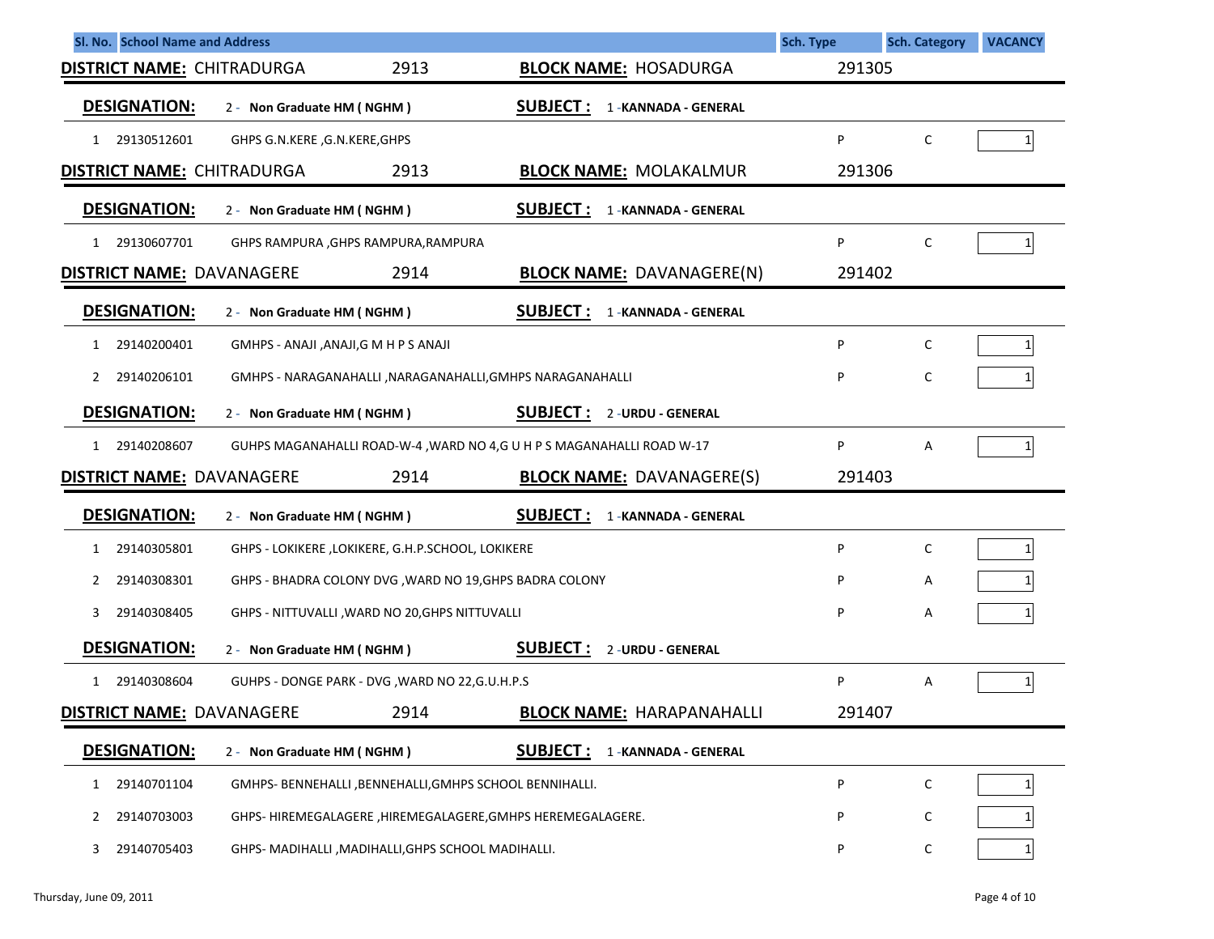| Sl. No. | School Name and Address | Sch. Type | Sch. Category | VACANCY |
|---|---|---|---|---|

**DISTRICT NAME:** CHITRADURGA 2913 **BLOCK NAME:** HOSADURGA 291305

**DESIGNATION:** 2 - Non Graduate HM ( NGHM ) **SUBJECT :** 1 -KANNADA - GENERAL

| Sl. No. | Code | School Name and Address | Sch. Type | Sch. Category | VACANCY |
|---|---|---|---|---|---|
| 1 | 29130512601 | GHPS G.N.KERE ,G.N.KERE,GHPS | P | C | 1 |

**DISTRICT NAME:** CHITRADURGA 2913 **BLOCK NAME:** MOLAKALMUR 291306

**DESIGNATION:** 2 - Non Graduate HM ( NGHM ) **SUBJECT :** 1 -KANNADA - GENERAL

| Sl. No. | Code | School Name and Address | Sch. Type | Sch. Category | VACANCY |
|---|---|---|---|---|---|
| 1 | 29130607701 | GHPS RAMPURA ,GHPS RAMPURA,RAMPURA | P | C | 1 |

**DISTRICT NAME:** DAVANAGERE 2914 **BLOCK NAME:** DAVANAGERE(N) 291402

**DESIGNATION:** 2 - Non Graduate HM ( NGHM ) **SUBJECT :** 1 -KANNADA - GENERAL

| Sl. No. | Code | School Name and Address | Sch. Type | Sch. Category | VACANCY |
|---|---|---|---|---|---|
| 1 | 29140200401 | GMHPS - ANAJI ,ANAJI,G M H P S ANAJI | P | C | 1 |
| 2 | 29140206101 | GMHPS - NARAGANAHALLI ,NARAGANAHALLI,GMHPS NARAGANAHALLI | P | C | 1 |

**DESIGNATION:** 2 - Non Graduate HM ( NGHM ) **SUBJECT :** 2 -URDU - GENERAL

| Sl. No. | Code | School Name and Address | Sch. Type | Sch. Category | VACANCY |
|---|---|---|---|---|---|
| 1 | 29140208607 | GUHPS MAGANAHALLI ROAD-W-4 ,WARD NO 4,G U H P S MAGANAHALLI ROAD W-17 | P | A | 1 |

**DISTRICT NAME:** DAVANAGERE 2914 **BLOCK NAME:** DAVANAGERE(S) 291403

**DESIGNATION:** 2 - Non Graduate HM ( NGHM ) **SUBJECT :** 1 -KANNADA - GENERAL

| Sl. No. | Code | School Name and Address | Sch. Type | Sch. Category | VACANCY |
|---|---|---|---|---|---|
| 1 | 29140305801 | GHPS - LOKIKERE ,LOKIKERE, G.H.P.SCHOOL, LOKIKERE | P | C | 1 |
| 2 | 29140308301 | GHPS - BHADRA COLONY DVG ,WARD NO 19,GHPS BADRA COLONY | P | A | 1 |
| 3 | 29140308405 | GHPS - NITTUVALLI ,WARD NO 20,GHPS NITTUVALLI | P | A | 1 |

**DESIGNATION:** 2 - Non Graduate HM ( NGHM ) **SUBJECT :** 2 -URDU - GENERAL

| Sl. No. | Code | School Name and Address | Sch. Type | Sch. Category | VACANCY |
|---|---|---|---|---|---|
| 1 | 29140308604 | GUHPS - DONGE PARK - DVG ,WARD NO 22,G.U.H.P.S | P | A | 1 |

**DISTRICT NAME:** DAVANAGERE 2914 **BLOCK NAME:** HARAPANAHALLI 291407

**DESIGNATION:** 2 - Non Graduate HM ( NGHM ) **SUBJECT :** 1 -KANNADA - GENERAL

| Sl. No. | Code | School Name and Address | Sch. Type | Sch. Category | VACANCY |
|---|---|---|---|---|---|
| 1 | 29140701104 | GMHPS- BENNEHALLI ,BENNEHALLI,GMHPS SCHOOL BENNIHALLI. | P | C | 1 |
| 2 | 29140703003 | GHPS- HIREMEGALAGERE ,HIREMEGALAGERE,GMHPS HEREMEGALAGERE. | P | C | 1 |
| 3 | 29140705403 | GHPS- MADIHALLI ,MADIHALLI,GHPS SCHOOL MADIHALLI. | P | C | 1 |

Thursday, June 09, 2011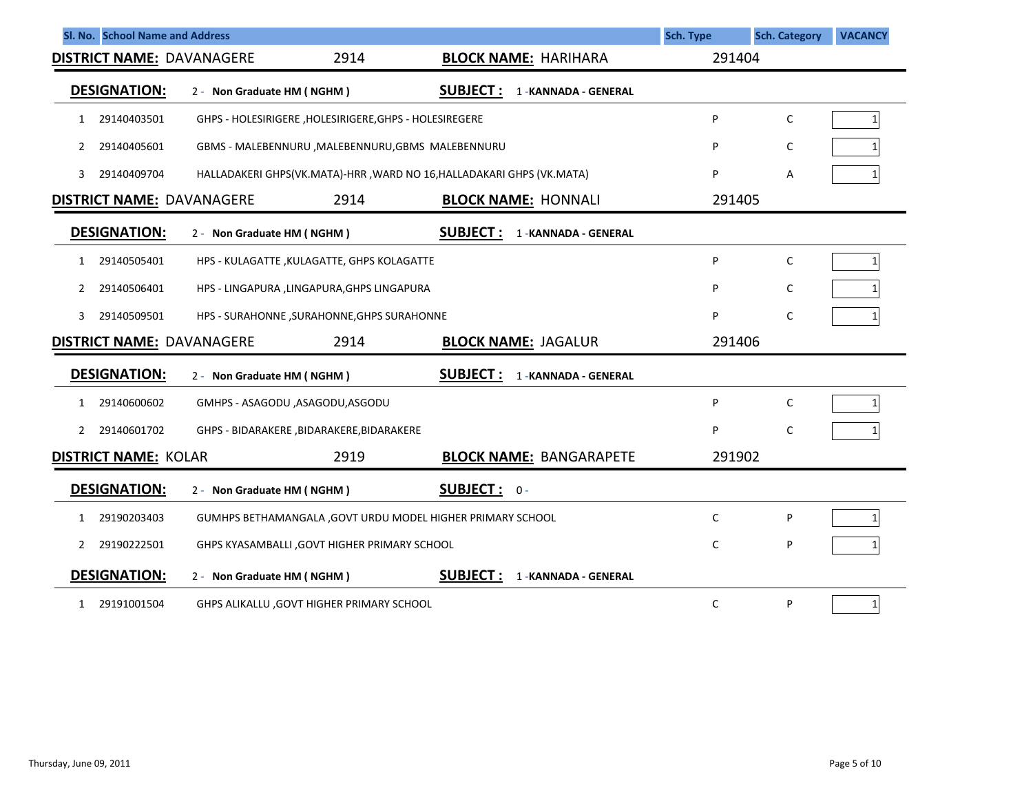| Sl. No. | School Name and Address | Sch. Type | Sch. Category | VACANCY |
|---|---|---|---|---|

**DISTRICT NAME:** DAVANAGERE 2914 **BLOCK NAME:** HARIHARA 291404

**DESIGNATION:** 2 - Non Graduate HM ( NGHM ) **SUBJECT :** 1 -KANNADA - GENERAL

| Sl. No. | Code | School Name and Address | Sch. Type | Sch. Category | VACANCY |
|---|---|---|---|---|---|
| 1 | 29140403501 | GHPS - HOLESIRIGERE ,HOLESIRIGERE,GHPS - HOLESIREGERE | P | C | 1 |
| 2 | 29140405601 | GBMS - MALEBENNURU ,MALEBENNURU,GBMS MALEBENNURU | P | C | 1 |
| 3 | 29140409704 | HALLADAKERI GHPS(VK.MATA)-HRR ,WARD NO 16,HALLADAKARI GHPS (VK.MATA) | P | A | 1 |

**DISTRICT NAME:** DAVANAGERE 2914 **BLOCK NAME:** HONNALI 291405

**DESIGNATION:** 2 - Non Graduate HM ( NGHM ) **SUBJECT :** 1 -KANNADA - GENERAL

| Sl. No. | Code | School Name and Address | Sch. Type | Sch. Category | VACANCY |
|---|---|---|---|---|---|
| 1 | 29140505401 | HPS - KULAGATTE ,KULAGATTE, GHPS KOLAGATTE | P | C | 1 |
| 2 | 29140506401 | HPS - LINGAPURA ,LINGAPURA,GHPS LINGAPURA | P | C | 1 |
| 3 | 29140509501 | HPS - SURAHONNE ,SURAHONNE,GHPS SURAHONNE | P | C | 1 |

**DISTRICT NAME:** DAVANAGERE 2914 **BLOCK NAME:** JAGALUR 291406

**DESIGNATION:** 2 - Non Graduate HM ( NGHM ) **SUBJECT :** 1 -KANNADA - GENERAL

| Sl. No. | Code | School Name and Address | Sch. Type | Sch. Category | VACANCY |
|---|---|---|---|---|---|
| 1 | 29140600602 | GMHPS - ASAGODU ,ASAGODU,ASGODU | P | C | 1 |
| 2 | 29140601702 | GHPS - BIDARAKERE ,BIDARAKERE,BIDARAKERE | P | C | 1 |

**DISTRICT NAME:** KOLAR 2919 **BLOCK NAME:** BANGARAPETE 291902

**DESIGNATION:** 2 - Non Graduate HM ( NGHM ) **SUBJECT :** 0 -

| Sl. No. | Code | School Name and Address | Sch. Type | Sch. Category | VACANCY |
|---|---|---|---|---|---|
| 1 | 29190203403 | GUMHPS BETHAMANGALA ,GOVT URDU MODEL HIGHER PRIMARY SCHOOL | C | P | 1 |
| 2 | 29190222501 | GHPS KYASAMBALLI ,GOVT HIGHER PRIMARY SCHOOL | C | P | 1 |

**DESIGNATION:** 2 - Non Graduate HM ( NGHM ) **SUBJECT :** 1 -KANNADA - GENERAL

| Sl. No. | Code | School Name and Address | Sch. Type | Sch. Category | VACANCY |
|---|---|---|---|---|---|
| 1 | 29191001504 | GHPS ALIKALLU ,GOVT HIGHER PRIMARY SCHOOL | C | P | 1 |

Thursday, June 09, 2011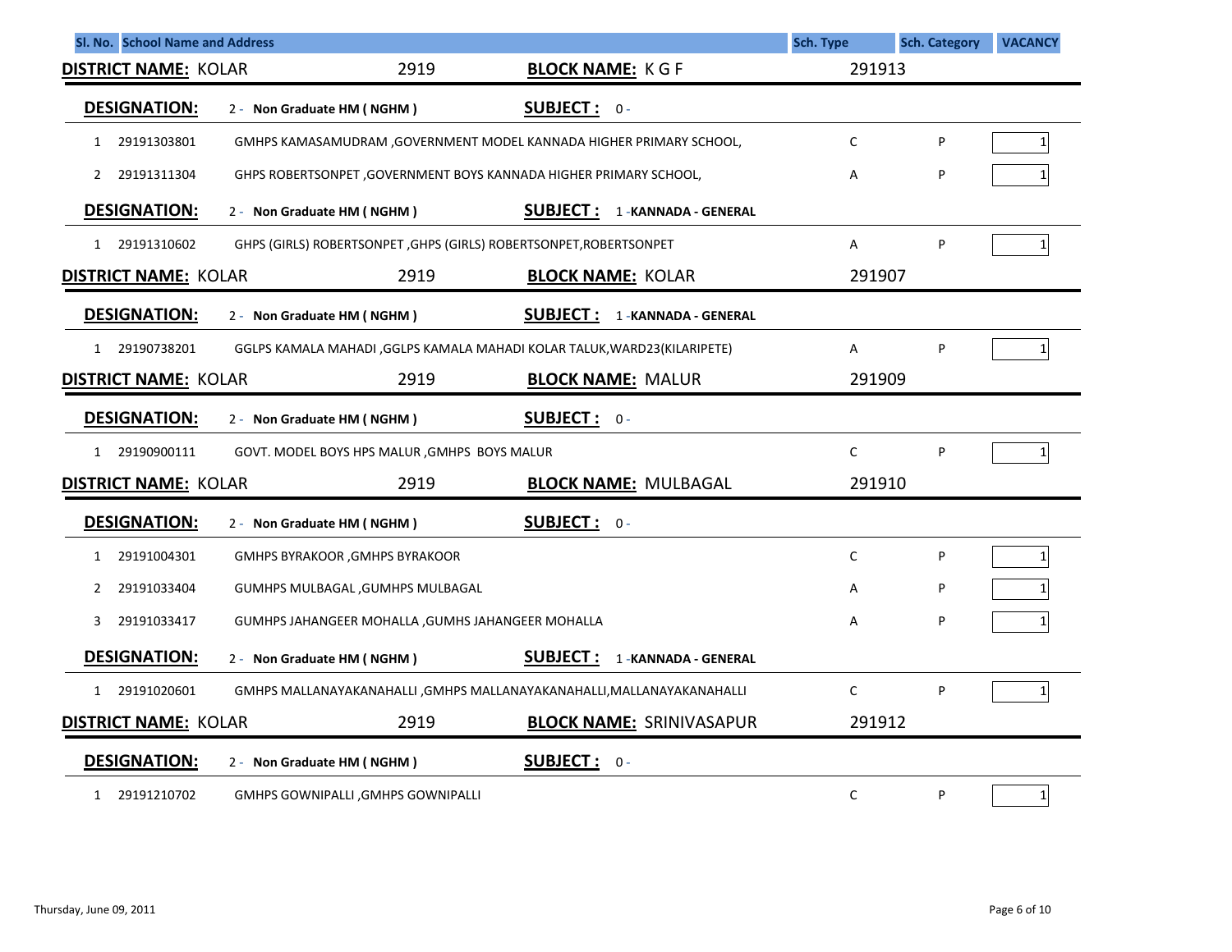| Sl. No. | School Name and Address | | Sch. Type | Sch. Category | VACANCY |
|---|---|---|---|---|---|

**DISTRICT NAME:** KOLAR 2919 **BLOCK NAME:** K G F 291913

**DESIGNATION:** 2 - Non Graduate HM ( NGHM ) **SUBJECT :** 0 -

| Sl. No. | Code | School Name and Address | Sch. Type | Sch. Category | VACANCY |
|---|---|---|---|---|---|
| 1 | 29191303801 | GMHPS KAMASAMUDRAM ,GOVERNMENT MODEL KANNADA HIGHER PRIMARY SCHOOL, | C | P | 1 |
| 2 | 29191311304 | GHPS ROBERTSONPET ,GOVERNMENT BOYS KANNADA HIGHER PRIMARY SCHOOL, | A | P | 1 |

**DESIGNATION:** 2 - Non Graduate HM ( NGHM ) **SUBJECT :** 1 -KANNADA - GENERAL

| Sl. No. | Code | School Name and Address | Sch. Type | Sch. Category | VACANCY |
|---|---|---|---|---|---|
| 1 | 29191310602 | GHPS (GIRLS) ROBERTSONPET ,GHPS (GIRLS) ROBERTSONPET,ROBERTSONPET | A | P | 1 |

**DISTRICT NAME:** KOLAR 2919 **BLOCK NAME:** KOLAR 291907

**DESIGNATION:** 2 - Non Graduate HM ( NGHM ) **SUBJECT :** 1 -KANNADA - GENERAL

| Sl. No. | Code | School Name and Address | Sch. Type | Sch. Category | VACANCY |
|---|---|---|---|---|---|
| 1 | 29190738201 | GGLPS KAMALA MAHADI ,GGLPS KAMALA MAHADI KOLAR TALUK,WARD23(KILARIPETE) | A | P | 1 |

**DISTRICT NAME:** KOLAR 2919 **BLOCK NAME:** MALUR 291909

**DESIGNATION:** 2 - Non Graduate HM ( NGHM ) **SUBJECT :** 0 -

| Sl. No. | Code | School Name and Address | Sch. Type | Sch. Category | VACANCY |
|---|---|---|---|---|---|
| 1 | 29190900111 | GOVT. MODEL BOYS HPS MALUR ,GMHPS BOYS MALUR | C | P | 1 |

**DISTRICT NAME:** KOLAR 2919 **BLOCK NAME:** MULBAGAL 291910

**DESIGNATION:** 2 - Non Graduate HM ( NGHM ) **SUBJECT :** 0 -

| Sl. No. | Code | School Name and Address | Sch. Type | Sch. Category | VACANCY |
|---|---|---|---|---|---|
| 1 | 29191004301 | GMHPS BYRAKOOR ,GMHPS BYRAKOOR | C | P | 1 |
| 2 | 29191033404 | GUMHPS MULBAGAL ,GUMHPS MULBAGAL | A | P | 1 |
| 3 | 29191033417 | GUMHPS JAHANGEER MOHALLA ,GUMHS JAHANGEER MOHALLA | A | P | 1 |

**DESIGNATION:** 2 - Non Graduate HM ( NGHM ) **SUBJECT :** 1 -KANNADA - GENERAL

| Sl. No. | Code | School Name and Address | Sch. Type | Sch. Category | VACANCY |
|---|---|---|---|---|---|
| 1 | 29191020601 | GMHPS MALLANAYAKANAHALLI ,GMHPS MALLANAYAKANAHALLI,MALLANAYAKANAHALLI | C | P | 1 |

**DISTRICT NAME:** KOLAR 2919 **BLOCK NAME:** SRINIVASAPUR 291912

**DESIGNATION:** 2 - Non Graduate HM ( NGHM ) **SUBJECT :** 0 -

| Sl. No. | Code | School Name and Address | Sch. Type | Sch. Category | VACANCY |
|---|---|---|---|---|---|
| 1 | 29191210702 | GMHPS GOWNIPALLI ,GMHPS GOWNIPALLI | C | P | 1 |

Thursday, June 09, 2011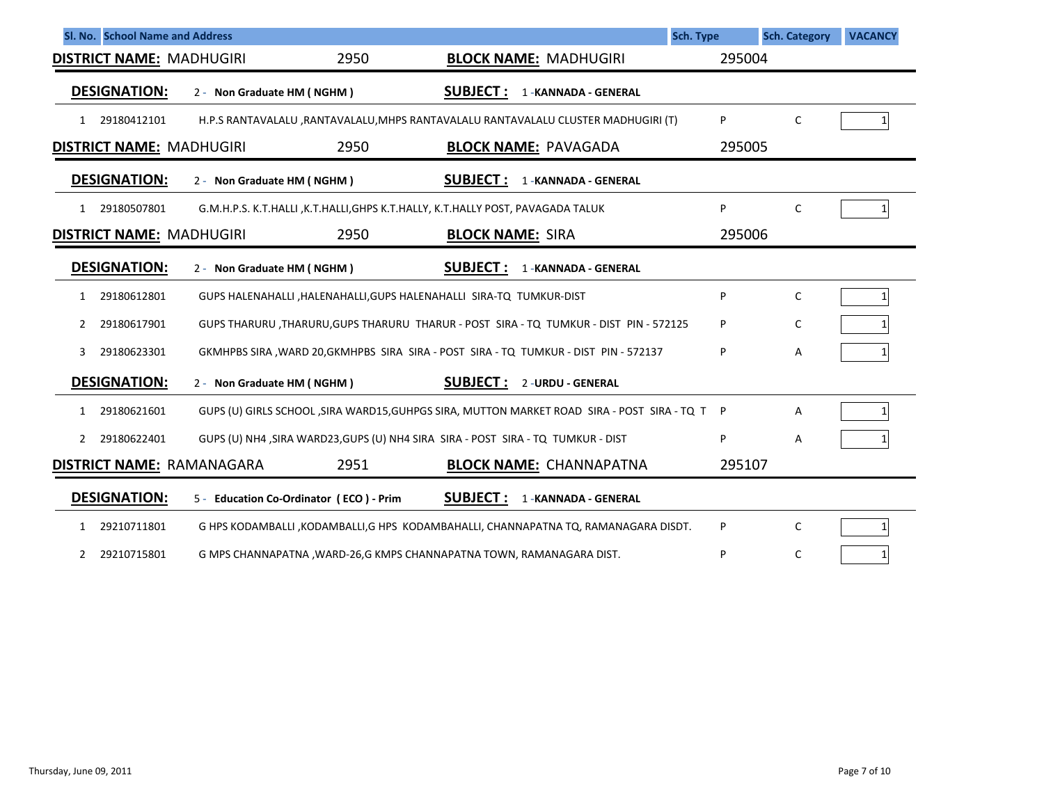| Sl. No. | School Name and Address | Sch. Type | Sch. Category | VACANCY |
|---|---|---|---|---|

**DISTRICT NAME:** MADHUGIRI 2950 **BLOCK NAME:** MADHUGIRI 295004

**DESIGNATION:** 2 - Non Graduate HM ( NGHM ) **SUBJECT :** 1 -KANNADA - GENERAL

| Sl. No. | Code | School Name and Address | Sch. Type | Sch. Category | VACANCY |
|---|---|---|---|---|---|
| 1 | 29180412101 | H.P.S RANTAVALALU ,RANTAVALALU,MHPS RANTAVALALU RANTAVALALU CLUSTER MADHUGIRI (T) | P | C | 1 |

**DISTRICT NAME:** MADHUGIRI 2950 **BLOCK NAME:** PAVAGADA 295005

**DESIGNATION:** 2 - Non Graduate HM ( NGHM ) **SUBJECT :** 1 -KANNADA - GENERAL

| Sl. No. | Code | School Name and Address | Sch. Type | Sch. Category | VACANCY |
|---|---|---|---|---|---|
| 1 | 29180507801 | G.M.H.P.S. K.T.HALLI ,K.T.HALLI,GHPS K.T.HALLY, K.T.HALLY POST, PAVAGADA TALUK | P | C | 1 |

**DISTRICT NAME:** MADHUGIRI 2950 **BLOCK NAME:** SIRA 295006

**DESIGNATION:** 2 - Non Graduate HM ( NGHM ) **SUBJECT :** 1 -KANNADA - GENERAL

| Sl. No. | Code | School Name and Address | Sch. Type | Sch. Category | VACANCY |
|---|---|---|---|---|---|
| 1 | 29180612801 | GUPS HALENAHALLI ,HALENAHALLI,GUPS HALENAHALLI SIRA-TQ TUMKUR-DIST | P | C | 1 |
| 2 | 29180617901 | GUPS THARURU ,THARURU,GUPS THARURU THARUR - POST SIRA - TQ TUMKUR - DIST PIN - 572125 | P | C | 1 |
| 3 | 29180623301 | GKMHPBS SIRA ,WARD 20,GKMHPBS SIRA SIRA - POST SIRA - TQ TUMKUR - DIST PIN - 572137 | P | A | 1 |

**DESIGNATION:** 2 - Non Graduate HM ( NGHM ) **SUBJECT :** 2 -URDU - GENERAL

| Sl. No. | Code | School Name and Address | Sch. Type | Sch. Category | VACANCY |
|---|---|---|---|---|---|
| 1 | 29180621601 | GUPS (U) GIRLS SCHOOL ,SIRA WARD15,GUHPGS SIRA, MUTTON MARKET ROAD SIRA - POST SIRA - TQ T | P | A | 1 |
| 2 | 29180622401 | GUPS (U) NH4 ,SIRA WARD23,GUPS (U) NH4 SIRA SIRA - POST SIRA - TQ TUMKUR - DIST | P | A | 1 |

**DISTRICT NAME:** RAMANAGARA 2951 **BLOCK NAME:** CHANNAPATNA 295107

**DESIGNATION:** 5 - Education Co-Ordinator ( ECO ) - Prim **SUBJECT :** 1 -KANNADA - GENERAL

| Sl. No. | Code | School Name and Address | Sch. Type | Sch. Category | VACANCY |
|---|---|---|---|---|---|
| 1 | 29210711801 | G HPS KODAMBALLI ,KODAMBALLI,G HPS KODAMBAHALLI, CHANNAPATNA TQ, RAMANAGARA DISDT. | P | C | 1 |
| 2 | 29210715801 | G MPS CHANNAPATNA ,WARD-26,G KMPS CHANNAPATNA TOWN, RAMANAGARA DIST. | P | C | 1 |

Thursday, June 09, 2011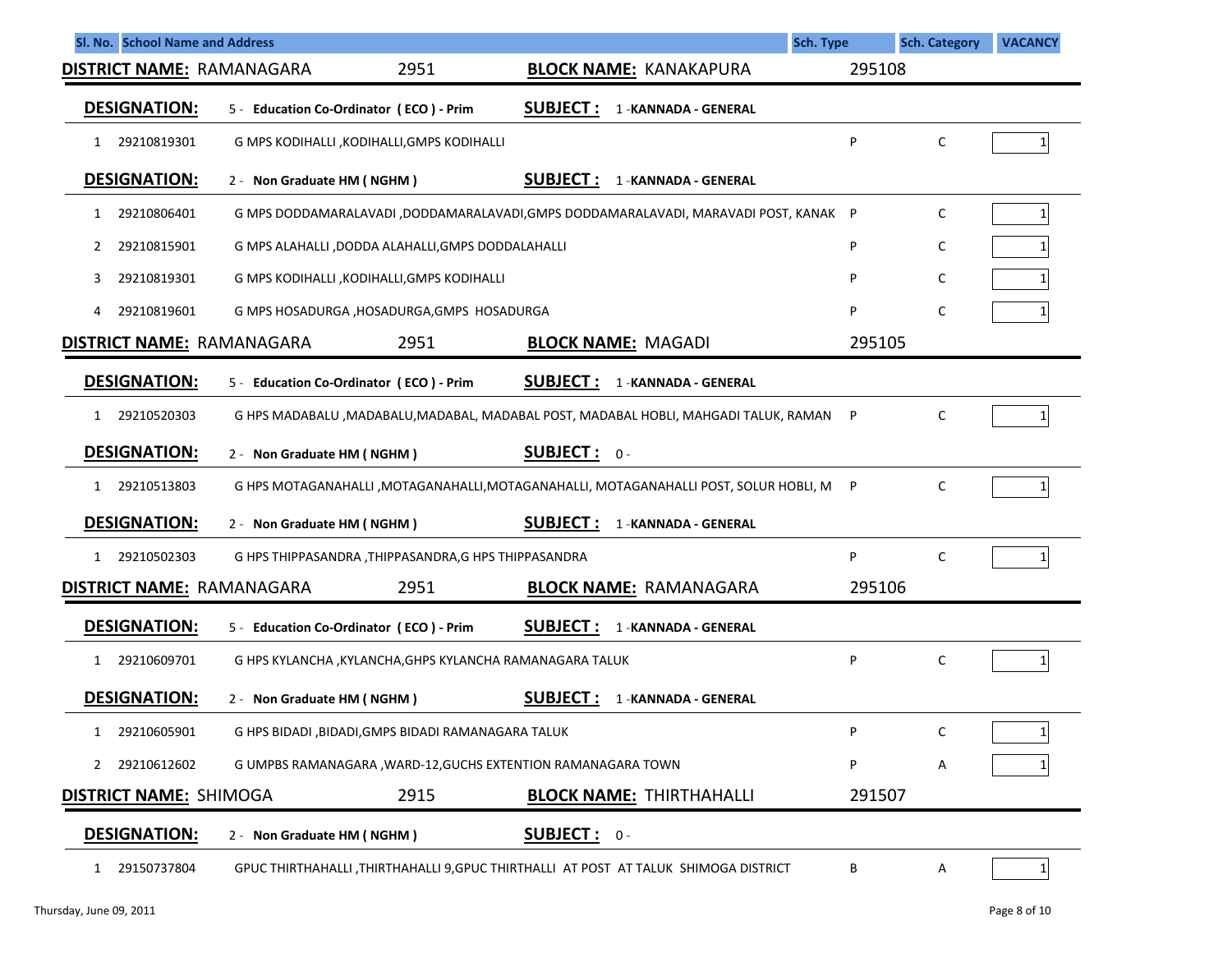| Sl. No. | School Name and Address | Sch. Type | Sch. Category | VACANCY |
|---|---|---|---|---|

**DISTRICT NAME:** RAMANAGARA 2951 **BLOCK NAME:** KANAKAPURA 295108

**DESIGNATION:** 5 - Education Co-Ordinator ( ECO ) - Prim **SUBJECT :** 1 -KANNADA - GENERAL

| Sl. No. | Code | School Name and Address | Sch. Type | Sch. Category | VACANCY |
|---|---|---|---|---|---|
| 1 | 29210819301 | G MPS KODIHALLI ,KODIHALLI,GMPS KODIHALLI | P | C | 1 |

**DESIGNATION:** 2 - Non Graduate HM ( NGHM ) **SUBJECT :** 1 -KANNADA - GENERAL

| Sl. No. | Code | School Name and Address | Sch. Type | Sch. Category | VACANCY |
|---|---|---|---|---|---|
| 1 | 29210806401 | G MPS DODDAMARALAVADI ,DODDAMARALAVADI,GMPS DODDAMARALAVADI, MARAVADI POST, KANAK | P | C | 1 |
| 2 | 29210815901 | G MPS ALAHALLI ,DODDA ALAHALLI,GMPS DODDALAHALLI | P | C | 1 |
| 3 | 29210819301 | G MPS KODIHALLI ,KODIHALLI,GMPS KODIHALLI | P | C | 1 |
| 4 | 29210819601 | G MPS HOSADURGA ,HOSADURGA,GMPS HOSADURGA | P | C | 1 |

**DISTRICT NAME:** RAMANAGARA 2951 **BLOCK NAME:** MAGADI 295105

**DESIGNATION:** 5 - Education Co-Ordinator ( ECO ) - Prim **SUBJECT :** 1 -KANNADA - GENERAL

| Sl. No. | Code | School Name and Address | Sch. Type | Sch. Category | VACANCY |
|---|---|---|---|---|---|
| 1 | 29210520303 | G HPS MADABALU ,MADABALU,MADABAL, MADABAL POST, MADABAL HOBLI, MAHGADI TALUK, RAMAN | P | C | 1 |

**DESIGNATION:** 2 - Non Graduate HM ( NGHM ) **SUBJECT :** 0 -

| Sl. No. | Code | School Name and Address | Sch. Type | Sch. Category | VACANCY |
|---|---|---|---|---|---|
| 1 | 29210513803 | G HPS MOTAGANAHALLI ,MOTAGANAHALLI,MOTAGANAHALLI, MOTAGANAHALLI POST, SOLUR HOBLI, M | P | C | 1 |

**DESIGNATION:** 2 - Non Graduate HM ( NGHM ) **SUBJECT :** 1 -KANNADA - GENERAL

| Sl. No. | Code | School Name and Address | Sch. Type | Sch. Category | VACANCY |
|---|---|---|---|---|---|
| 1 | 29210502303 | G HPS THIPPASANDRA ,THIPPASANDRA,G HPS THIPPASANDRA | P | C | 1 |

**DISTRICT NAME:** RAMANAGARA 2951 **BLOCK NAME:** RAMANAGARA 295106

**DESIGNATION:** 5 - Education Co-Ordinator ( ECO ) - Prim **SUBJECT :** 1 -KANNADA - GENERAL

| Sl. No. | Code | School Name and Address | Sch. Type | Sch. Category | VACANCY |
|---|---|---|---|---|---|
| 1 | 29210609701 | G HPS KYLANCHA ,KYLANCHA,GHPS KYLANCHA RAMANAGARA TALUK | P | C | 1 |

**DESIGNATION:** 2 - Non Graduate HM ( NGHM ) **SUBJECT :** 1 -KANNADA - GENERAL

| Sl. No. | Code | School Name and Address | Sch. Type | Sch. Category | VACANCY |
|---|---|---|---|---|---|
| 1 | 29210605901 | G HPS BIDADI ,BIDADI,GMPS BIDADI RAMANAGARA TALUK | P | C | 1 |
| 2 | 29210612602 | G UMPBS RAMANAGARA ,WARD-12,GUCHS EXTENTION RAMANAGARA TOWN | P | A | 1 |

**DISTRICT NAME:** SHIMOGA 2915 **BLOCK NAME:** THIRTHAHALLI 291507

**DESIGNATION:** 2 - Non Graduate HM ( NGHM ) **SUBJECT :** 0 -

| Sl. No. | Code | School Name and Address | Sch. Type | Sch. Category | VACANCY |
|---|---|---|---|---|---|
| 1 | 29150737804 | GPUC THIRTHAHALLI ,THIRTHAHALLI 9,GPUC THIRTHALLI AT POST AT TALUK SHIMOGA DISTRICT | B | A | 1 |

Thursday, June 09, 2011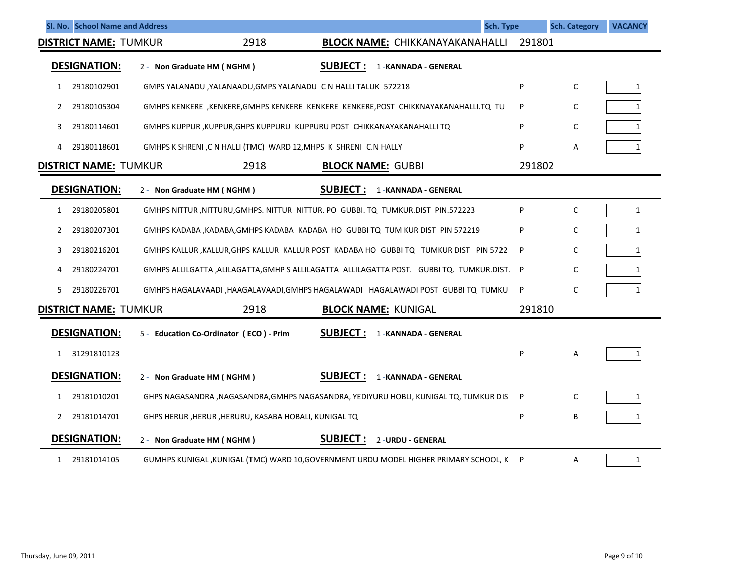| Sl. No. | School Name and Address | Sch. Type | Sch. Category | VACANCY |
|---|---|---|---|---|

**DISTRICT NAME:** TUMKUR 2918 **BLOCK NAME:** CHIKKANAYAKANAHALLI 291801

**DESIGNATION:** 2 - Non Graduate HM ( NGHM ) **SUBJECT :** 1 -KANNADA - GENERAL

| Sl. No. | Code | School Name and Address | Sch. Type | Sch. Category | VACANCY |
|---|---|---|---|---|---|
| 1 | 29180102901 | GMPS YALANADU ,YALANAADU,GMPS YALANADU C N HALLI TALUK 572218 | P | C | 1 |
| 2 | 29180105304 | GMHPS KENKERE ,KENKERE,GMHPS KENKERE KENKERE KENKERE,POST CHIKKNAYAKANAHALLI.TQ TU | P | C | 1 |
| 3 | 29180114601 | GMHPS KUPPUR ,KUPPUR,GHPS KUPPURU KUPPURU POST CHIKKANAYAKANAHALLI TQ | P | C | 1 |
| 4 | 29180118601 | GMHPS K SHRENI ,C N HALLI (TMC) WARD 12,MHPS K SHRENI C.N HALLY | P | A | 1 |

**DISTRICT NAME:** TUMKUR 2918 **BLOCK NAME:** GUBBI 291802

**DESIGNATION:** 2 - Non Graduate HM ( NGHM ) **SUBJECT :** 1 -KANNADA - GENERAL

| Sl. No. | Code | School Name and Address | Sch. Type | Sch. Category | VACANCY |
|---|---|---|---|---|---|
| 1 | 29180205801 | GMHPS NITTUR ,NITTURU,GMHPS. NITTUR NITTUR. PO GUBBI. TQ TUMKUR.DIST PIN.572223 | P | C | 1 |
| 2 | 29180207301 | GMHPS KADABA ,KADABA,GMHPS KADABA KADABA HO GUBBI TQ TUM KUR DIST PIN 572219 | P | C | 1 |
| 3 | 29180216201 | GMHPS KALLUR ,KALLUR,GHPS KALLUR KALLUR POST KADABA HO GUBBI TQ TUMKUR DIST PIN 5722 | P | C | 1 |
| 4 | 29180224701 | GMHPS ALLILGATTA ,ALILAGATTA,GMHP S ALLILAGATTA ALLILAGATTA POST. GUBBI TQ. TUMKUR.DIST. | P | C | 1 |
| 5 | 29180226701 | GMHPS HAGALAVAADI ,HAAGALAVAADI,GMHPS HAGALAWADI HAGALAWADI POST GUBBI TQ TUMKU | P | C | 1 |

**DISTRICT NAME:** TUMKUR 2918 **BLOCK NAME:** KUNIGAL 291810

**DESIGNATION:** 5 - Education Co-Ordinator ( ECO ) - Prim **SUBJECT :** 1 -KANNADA - GENERAL

| Sl. No. | Code | School Name and Address | Sch. Type | Sch. Category | VACANCY |
|---|---|---|---|---|---|
| 1 | 31291810123 | | P | A | 1 |

**DESIGNATION:** 2 - Non Graduate HM ( NGHM ) **SUBJECT :** 1 -KANNADA - GENERAL

| Sl. No. | Code | School Name and Address | Sch. Type | Sch. Category | VACANCY |
|---|---|---|---|---|---|
| 1 | 29181010201 | GHPS NAGASANDRA ,NAGASANDRA,GMHPS NAGASANDRA, YEDIYURU HOBLI, KUNIGAL TQ, TUMKUR DIS | P | C | 1 |
| 2 | 29181014701 | GHPS HERUR ,HERUR ,HERURU, KASABA HOBALI, KUNIGAL TQ | P | B | 1 |

**DESIGNATION:** 2 - Non Graduate HM ( NGHM ) **SUBJECT :** 2 -URDU - GENERAL

| Sl. No. | Code | School Name and Address | Sch. Type | Sch. Category | VACANCY |
|---|---|---|---|---|---|
| 1 | 29181014105 | GUMHPS KUNIGAL ,KUNIGAL (TMC) WARD 10,GOVERNMENT URDU MODEL HIGHER PRIMARY SCHOOL, K | P | A | 1 |

Thursday, June 09, 2011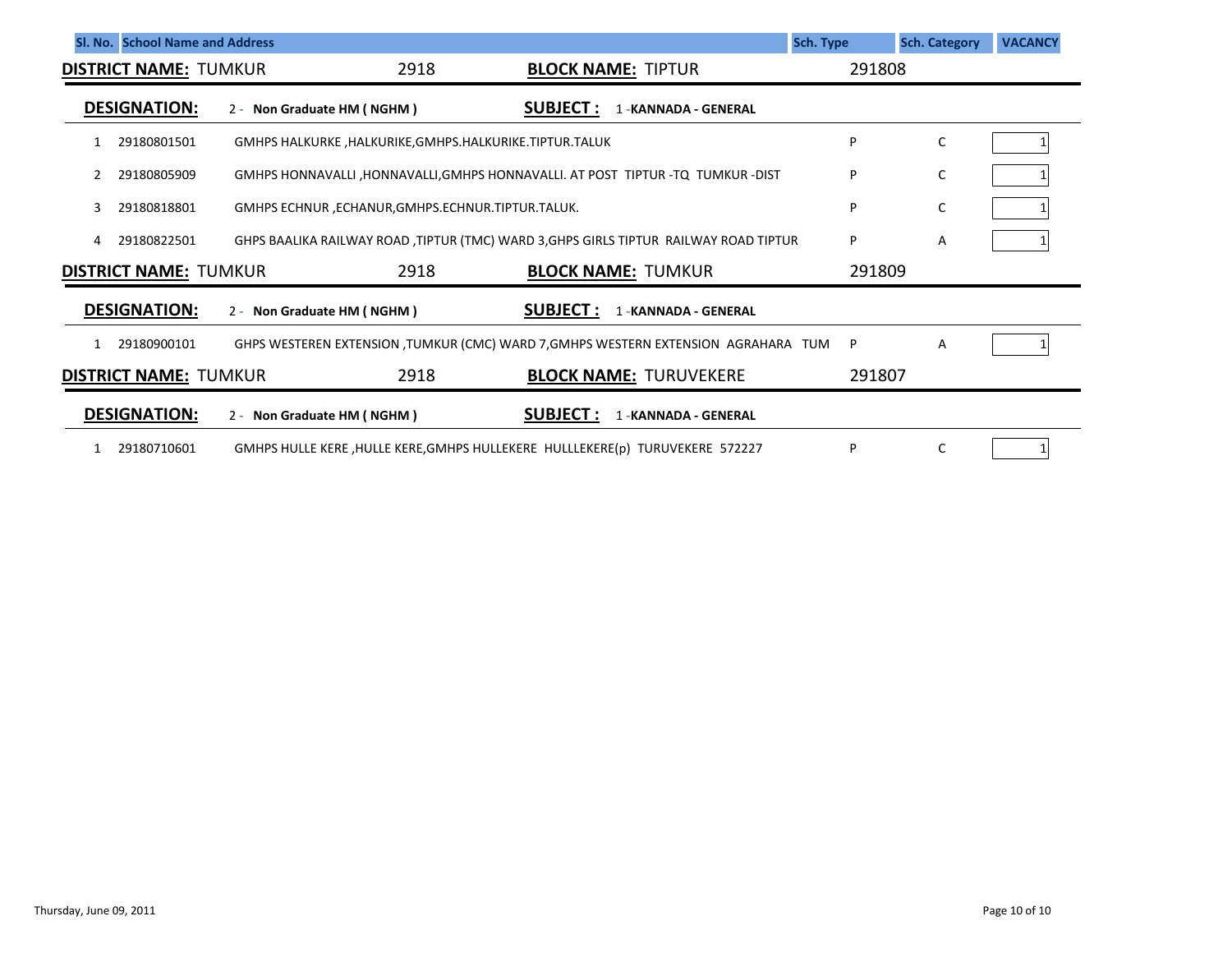| Sl. No. | School Name and Address | Sch. Type | Sch. Category | VACANCY |
|---|---|---|---|---|

**DISTRICT NAME:** TUMKUR 2918 **BLOCK NAME:** TIPTUR 291808

**DESIGNATION:** 2 - **Non Graduate HM ( NGHM )** **SUBJECT :** 1 -**KANNADA - GENERAL**

| Sl. No. | Code | School Name and Address | Sch. Type | Sch. Category | VACANCY |
|---|---|---|---|---|---|
| 1 | 29180801501 | GMHPS HALKURKE ,HALKURIKE,GMHPS.HALKURIKE.TIPTUR.TALUK | P | C | 1 |
| 2 | 29180805909 | GMHPS HONNAVALLI ,HONNAVALLI,GMHPS HONNAVALLI. AT POST TIPTUR -TQ TUMKUR -DIST | P | C | 1 |
| 3 | 29180818801 | GMHPS ECHNUR ,ECHANUR,GMHPS.ECHNUR.TIPTUR.TALUK. | P | C | 1 |
| 4 | 29180822501 | GHPS BAALIKA RAILWAY ROAD ,TIPTUR (TMC) WARD 3,GHPS GIRLS TIPTUR RAILWAY ROAD TIPTUR | P | A | 1 |

**DISTRICT NAME:** TUMKUR 2918 **BLOCK NAME:** TUMKUR 291809

**DESIGNATION:** 2 - **Non Graduate HM ( NGHM )** **SUBJECT :** 1 -**KANNADA - GENERAL**

| Sl. No. | Code | School Name and Address | Sch. Type | Sch. Category | VACANCY |
|---|---|---|---|---|---|
| 1 | 29180900101 | GHPS WESTEREN EXTENSION ,TUMKUR (CMC) WARD 7,GMHPS WESTERN EXTENSION AGRAHARA TUM | P | A | 1 |

**DISTRICT NAME:** TUMKUR 2918 **BLOCK NAME:** TURUVEKERE 291807

**DESIGNATION:** 2 - **Non Graduate HM ( NGHM )** **SUBJECT :** 1 -**KANNADA - GENERAL**

| Sl. No. | Code | School Name and Address | Sch. Type | Sch. Category | VACANCY |
|---|---|---|---|---|---|
| 1 | 29180710601 | GMHPS HULLE KERE ,HULLE KERE,GMHPS HULLEKERE HULLLEKERE(p) TURUVEKERE 572227 | P | C | 1 |

Thursday, June 09, 2011